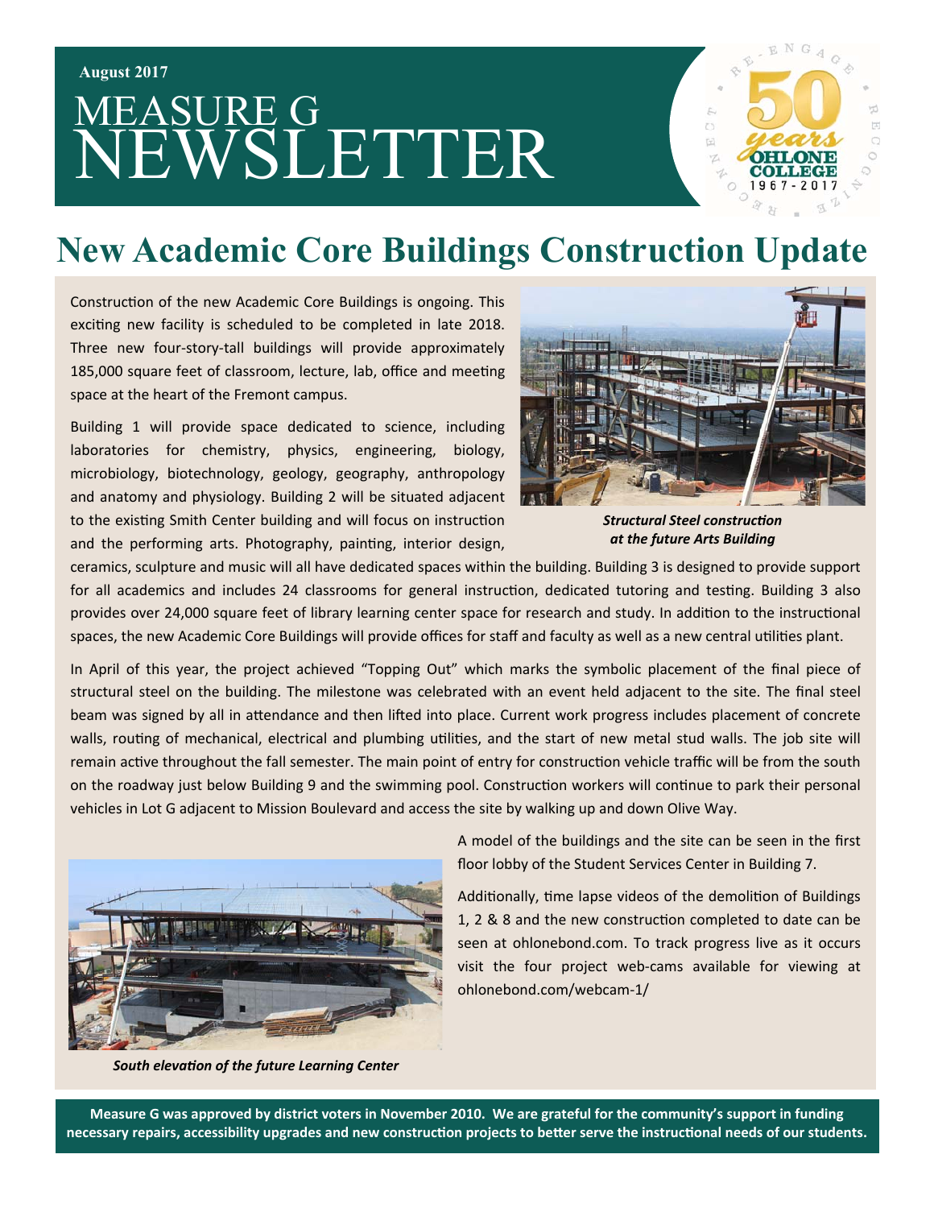August 2017

# MEASURE G NEWSLETTER

## New Academic Core Buildings Construction Update

Construction of the new Academic Core Buildings is ongoing. This exciting new facility is scheduled to be completed in late 2018. Three new four-story-tall buildings will provide approximately 185,000 square feet of classroom, lecture, lab, office and meeting space at the heart of the Fremont campus.

*Structural Steel construction at the future Arts Building*

Building 1 will provide space dedicated to science, including laboratories for chemistry, physics, engineering, biology, microbiology, biotechnology, geology, geography, anthropology and anatomy and physiology. Building 2 will be situated adjacent to the existing Smith Center building and will focus on instruction and the performing arts. Photography, painting, interior design, ceramics, sculpture and music will all have dedicated spaces within the building. Building 3 is designed to provide support for all academics and includes 24 classrooms for general instruction, dedicated tutoring and testing. Building 3 also provides over 24,000 square feet of library learning center space for research and study. In addition to the instructional spaces, the new Academic Core Buildings will provide offices for staff and faculty as well as a new central utilities plant.

In April of this year, the project achieved "Topping Out" which marks the symbolic placement of the final piece of structural steel on the building. The milestone was celebrated with an event held adjacent to the site. The final steel beam was signed by all in attendance and then lifted into place. Current work progress includes placement of concrete walls, routing of mechanical, electrical and plumbing utilities, and the start of new metal stud walls. The job site will remain active throughout the fall semester. The main point of entry for construction vehicle traffic will be from the south on the roadway just below Building 9 and the swimming pool. Construction workers will continue to park their personal vehicles in Lot G adjacent to Mission Boulevard and access the site by walking up and down Olive Way.

*South elevation of the future Learning Center*

A model of the buildings and the site can be seen in the first floor lobby of the Student Services Center in Building 7.

Additionally, time lapse videos of the demolition of Buildings 1, 2 & 8 and the new construction completed to date can be seen at ohlonebond.com. To track progress live as it occurs visit the four project web-cams available for viewing at ohlonebond.com/webcam-1/

**Measure G was approved by district voters in November 2010. We are grateful for the community's support in funding necessary repairs, accessibility upgrades and new construction projects to better serve the instructional needs of our students.**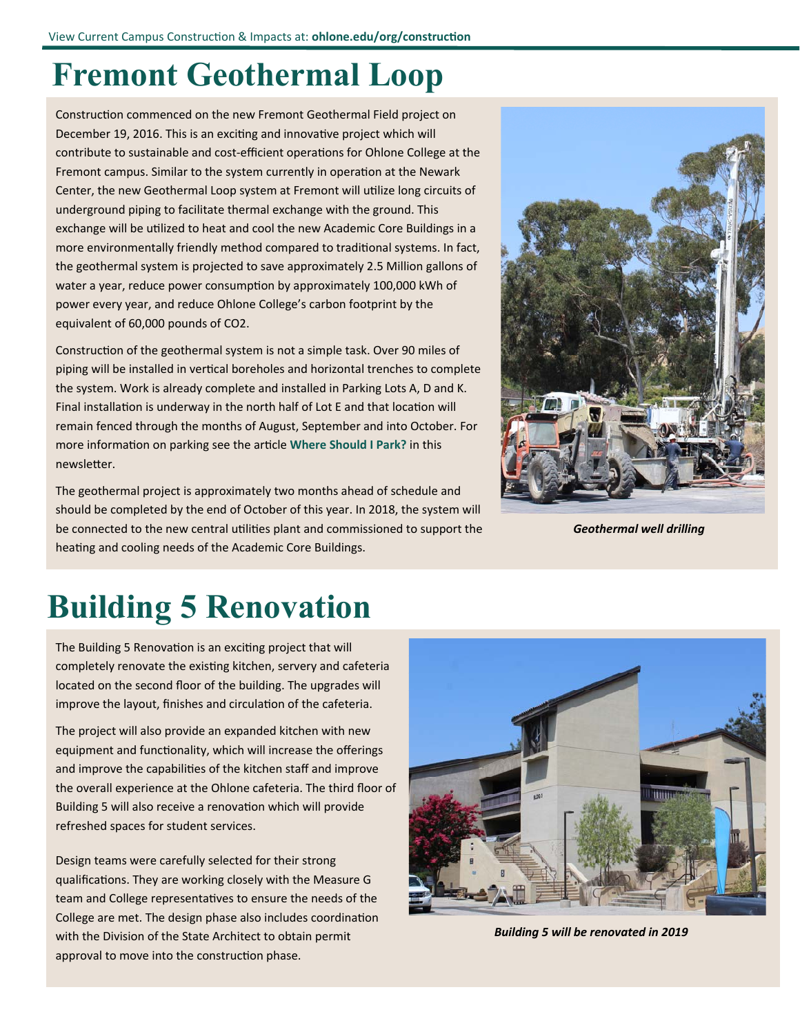# Fremont Geothermal Loop

Construction commenced on the new Fremont Geothermal Field project on December 19, 2016. This is an exciting and innovative project which will contribute to sustainable and cost-efficient operations for Ohlone College at the Fremont campus. Similar to the system currently in operation at the Newark Center, the new Geothermal Loop system at Fremont will utilize long circuits of underground piping to facilitate thermal exchange with the ground. This exchange will be utilized to heat and cool the new Academic Core Buildings in a more environmentally friendly method compared to traditional systems. In fact, the geothermal system is projected to save approximately 2.5 Million gallons of water a year, reduce power consumption by approximately 100,000 kWh of power every year, and reduce Ohlone College's carbon footprint by the equivalent of 60,000 pounds of $CO_2$.

Construction of the geothermal system is not a simple task. Over 90 miles of piping will be installed in vertical boreholes and horizontal trenches to complete the system. Work is already complete and installed in Parking Lots A, D and K. Final installation is underway in the north half of Lot E and that location will remain fenced through the months of August, September and into October. For more information on parking see the article **Where Should I Park?** in this newsletter.

The geothermal project is approximately two months ahead of schedule and should be completed by the end of October of this year. In 2018, the system will be connected to the new central utilities plant and commissioned to support the heating and cooling needs of the Academic Core Buildings.

***Geothermal well drilling***

# Building 5 Renovation

The Building 5 Renovation is an exciting project that will completely renovate the existing kitchen, servery and cafeteria located on the second floor of the building. The upgrades will improve the layout, finishes and circulation of the cafeteria.

The project will also provide an expanded kitchen with new equipment and functionality, which will increase the offerings and improve the capabilities of the kitchen staff and improve the overall experience at the Ohlone cafeteria. The third floor of Building 5 will also receive a renovation which will provide refreshed spaces for student services.

Design teams were carefully selected for their strong qualifications. They are working closely with the Measure G team and College representatives to ensure the needs of the College are met. The design phase also includes coordination with the Division of the State Architect to obtain permit approval to move into the construction phase.

***Building 5 will be renovated in 2019***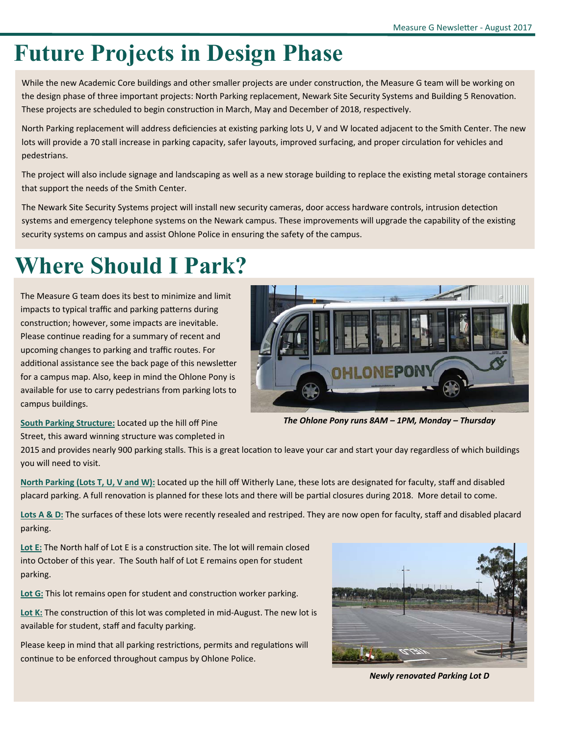# Future Projects in Design Phase

While the new Academic Core buildings and other smaller projects are under construction, the Measure G team will be working on the design phase of three important projects: North Parking replacement, Newark Site Security Systems and Building 5 Renovation. These projects are scheduled to begin construction in March, May and December of 2018, respectively.

North Parking replacement will address deficiencies at existing parking lots U, V and W located adjacent to the Smith Center. The new lots will provide a 70 stall increase in parking capacity, safer layouts, improved surfacing, and proper circulation for vehicles and pedestrians.

The project will also include signage and landscaping as well as a new storage building to replace the existing metal storage containers that support the needs of the Smith Center.

The Newark Site Security Systems project will install new security cameras, door access hardware controls, intrusion detection systems and emergency telephone systems on the Newark campus. These improvements will upgrade the capability of the existing security systems on campus and assist Ohlone Police in ensuring the safety of the campus.

# Where Should I Park?

The Measure G team does its best to minimize and limit impacts to typical traffic and parking patterns during construction; however, some impacts are inevitable. Please continue reading for a summary of recent and upcoming changes to parking and traffic routes. For additional assistance see the back page of this newsletter for a campus map. Also, keep in mind the Ohlone Pony is available for use to carry pedestrians from parking lots to campus buildings.

*The Ohlone Pony runs 8AM – 1PM, Monday – Thursday*

**South Parking Structure:** Located up the hill off Pine Street, this award winning structure was completed in 2015 and provides nearly 900 parking stalls. This is a great location to leave your car and start your day regardless of which buildings you will need to visit.

**North Parking (Lots T, U, V and W):** Located up the hill off Witherly Lane, these lots are designated for faculty, staff and disabled placard parking. A full renovation is planned for these lots and there will be partial closures during 2018. More detail to come.

**Lots A & D:** The surfaces of these lots were recently resealed and restriped. They are now open for faculty, staff and disabled placard parking.

**Lot E:** The North half of Lot E is a construction site. The lot will remain closed into October of this year. The South half of Lot E remains open for student parking.

**Lot G:** This lot remains open for student and construction worker parking.

**Lot K:** The construction of this lot was completed in mid-August. The new lot is available for student, staff and faculty parking.

Please keep in mind that all parking restrictions, permits and regulations will continue to be enforced throughout campus by Ohlone Police.

*Newly renovated Parking Lot D*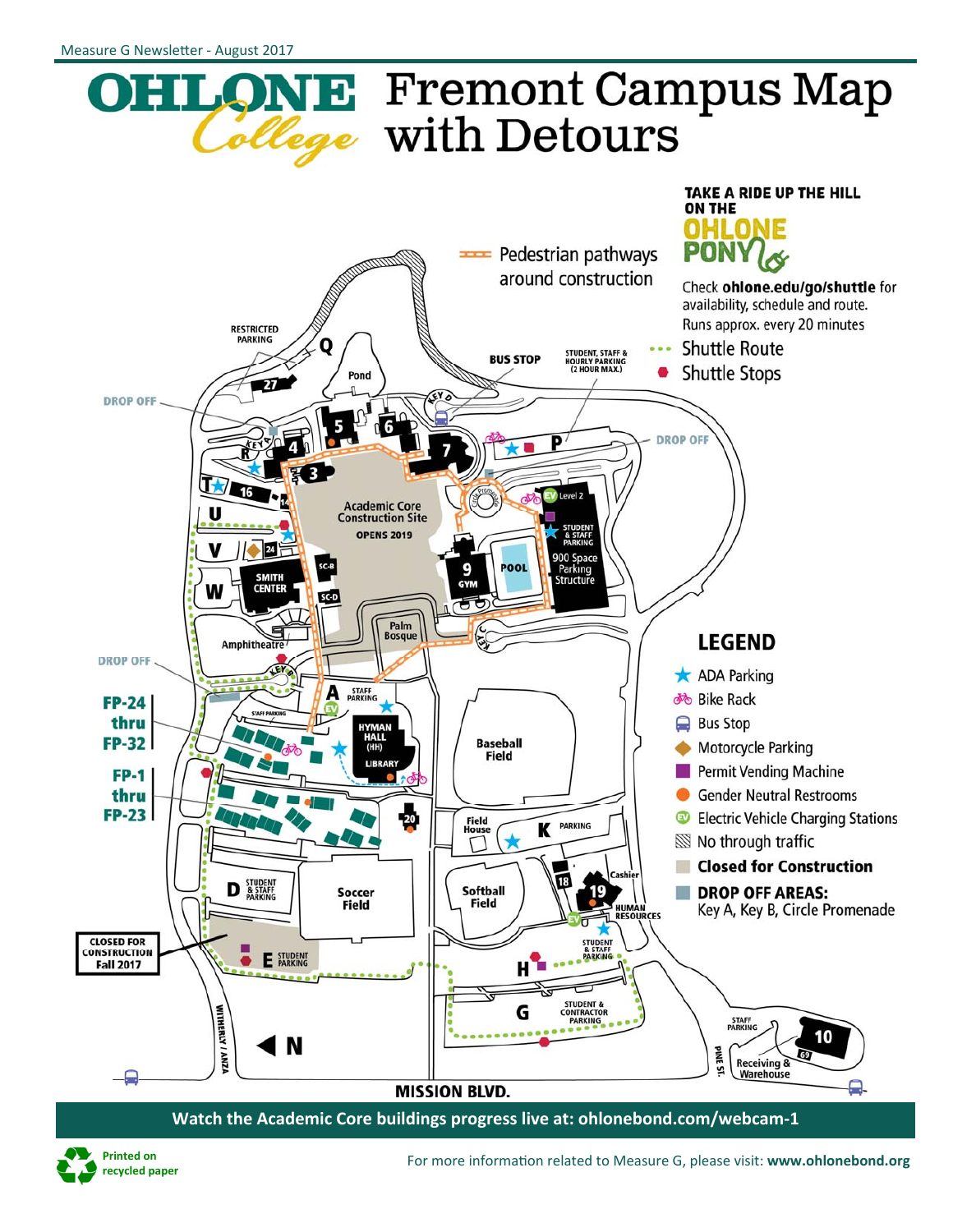# OHLONE College Fremont Campus Map with Detours

**TAKE A RIDE UP THE HILL ON THE OHLONE PONY**

Check **ohlone.edu/go/shuttle** for availability, schedule and route. Runs approx. every 20 minutes

- Shuttle Route
- Shuttle Stops

Pedestrian pathways around construction

## LEGEND

- ADA Parking
- Bike Rack
- Bus Stop
- Motorcycle Parking
- Permit Vending Machine
- Gender Neutral Restrooms
- Electric Vehicle Charging Stations
- No through traffic
- **Closed for Construction**
- **DROP OFF AREAS:** Key A, Key B, Circle Promenade

RESTRICTED PARKING

Q

Pond

27

DROP OFF

BUS STOP

STUDENT, STAFF & HOURLY PARKING (2 HOUR MAX.)

KEY D

5

6

7

P

DROP OFF

KEY A

R

4

3

T

16

14

Circle Promenade

EV Level 2

Academic Core Construction Site

OPENS 2019

U

STUDENT & STAFF PARKING

V

24

SC-B

9 GYM

POOL

900 Space Parking Structure

W

SMITH CENTER

SC-D

Palm Bosque

KEY C

Amphitheatre

DROP OFF

KEY B

A STAFF PARKING

FP-24 thru FP-32

STAFF PARKING

HYMAN HALL (HH)

LIBRARY

Baseball Field

FP-1 thru FP-23

20

Field House

K PARKING

D STUDENT & STAFF PARKING

Soccer Field

Softball Field

18

19

Cashier

HUMAN RESOURCES

CLOSED FOR CONSTRUCTION Fall 2017

E STUDENT PARKING

H STUDENT & STAFF PARKING

G STUDENT & CONTRACTOR PARKING

STAFF PARKING

10

69

Receiving & Warehouse

WITHERLY / ANZA

N

PINE ST.

MISSION BLVD.

**Watch the Academic Core buildings progress live at: ohlonebond.com/webcam-1**

**Printed on recycled paper**

For more information related to Measure G, please visit: **www.ohlonebond.org**